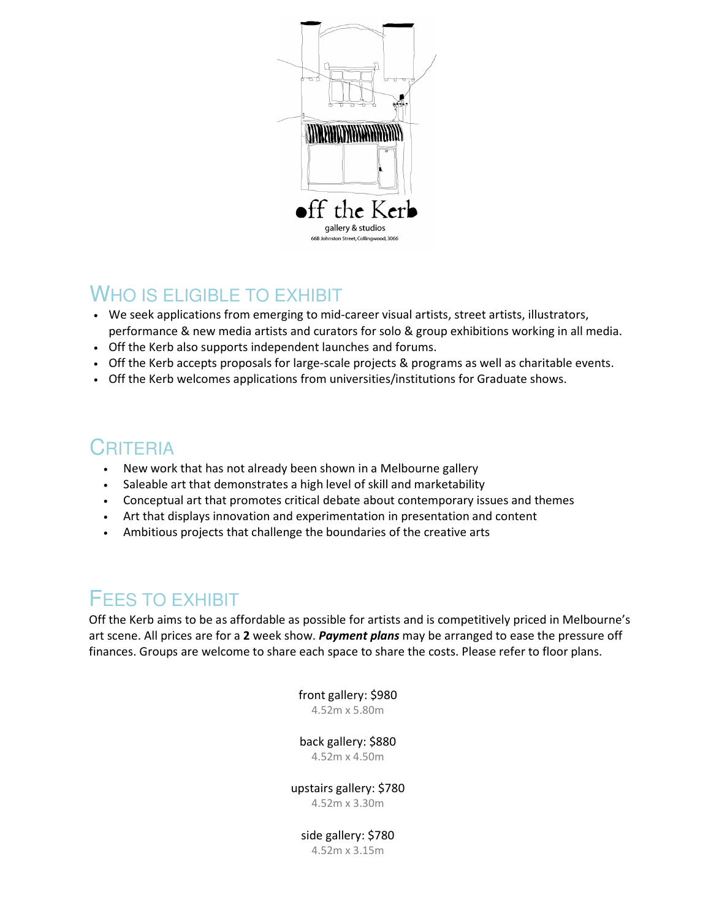off the Kerb

gallery & studios

66B Johnston Street, Collingwood, 3066

## WHO IS ELIGIBLE TO EXHIBIT

- We seek applications from emerging to mid-career visual artists, street artists, illustrators, performance & new media artists and curators for solo & group exhibitions working in all media.
- Off the Kerb also supports independent launches and forums.
- Off the Kerb accepts proposals for large-scale projects & programs as well as charitable events.
- Off the Kerb welcomes applications from universities/institutions for Graduate shows.

## CRITERIA

- New work that has not already been shown in a Melbourne gallery
- Saleable art that demonstrates a high level of skill and marketability
- Conceptual art that promotes critical debate about contemporary issues and themes
- Art that displays innovation and experimentation in presentation and content
- Ambitious projects that challenge the boundaries of the creative arts

## FEES TO EXHIBIT

Off the Kerb aims to be as affordable as possible for artists and is competitively priced in Melbourne's art scene. All prices are for a **2** week show. ***Payment plans*** may be arranged to ease the pressure off finances. Groups are welcome to share each space to share the costs. Please refer to floor plans.

front gallery: $980
4.52m x 5.80m

back gallery: $880
4.52m x 4.50m

upstairs gallery: $780
4.52m x 3.30m

side gallery: $780
4.52m x 3.15m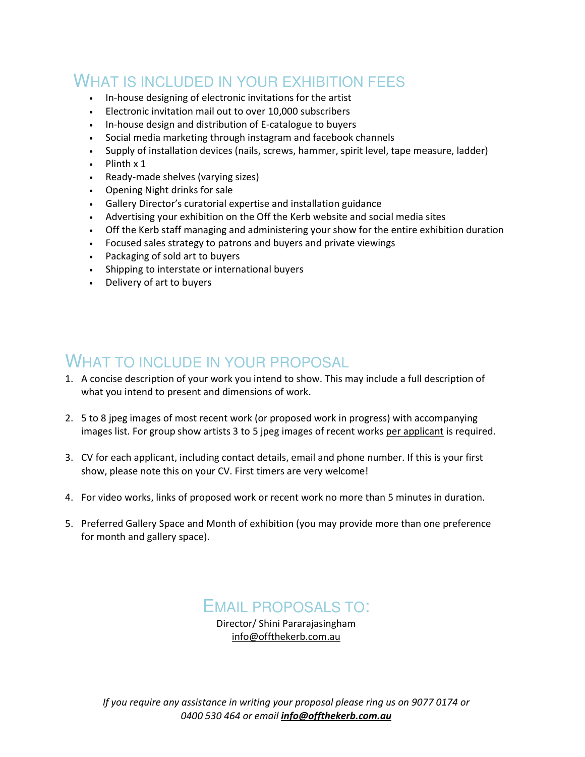## What is included in your exhibition fees

- In-house designing of electronic invitations for the artist
- Electronic invitation mail out to over 10,000 subscribers
- In-house design and distribution of E-catalogue to buyers
- Social media marketing through instagram and facebook channels
- Supply of installation devices (nails, screws, hammer, spirit level, tape measure, ladder)
- Plinth x 1
- Ready-made shelves (varying sizes)
- Opening Night drinks for sale
- Gallery Director's curatorial expertise and installation guidance
- Advertising your exhibition on the Off the Kerb website and social media sites
- Off the Kerb staff managing and administering your show for the entire exhibition duration
- Focused sales strategy to patrons and buyers and private viewings
- Packaging of sold art to buyers
- Shipping to interstate or international buyers
- Delivery of art to buyers

## What to include in your proposal

1. A concise description of your work you intend to show. This may include a full description of what you intend to present and dimensions of work.

2. 5 to 8 jpeg images of most recent work (or proposed work in progress) with accompanying images list. For group show artists 3 to 5 jpeg images of recent works per applicant is required.

3. CV for each applicant, including contact details, email and phone number. If this is your first show, please note this on your CV. First timers are very welcome!

4. For video works, links of proposed work or recent work no more than 5 minutes in duration.

5. Preferred Gallery Space and Month of exhibition (you may provide more than one preference for month and gallery space).

## Email proposals to:

Director/ Shini Pararajasingham
info@offthekerb.com.au

*If you require any assistance in writing your proposal please ring us on 9077 0174 or 0400 530 464 or email* ***info@offthekerb.com.au***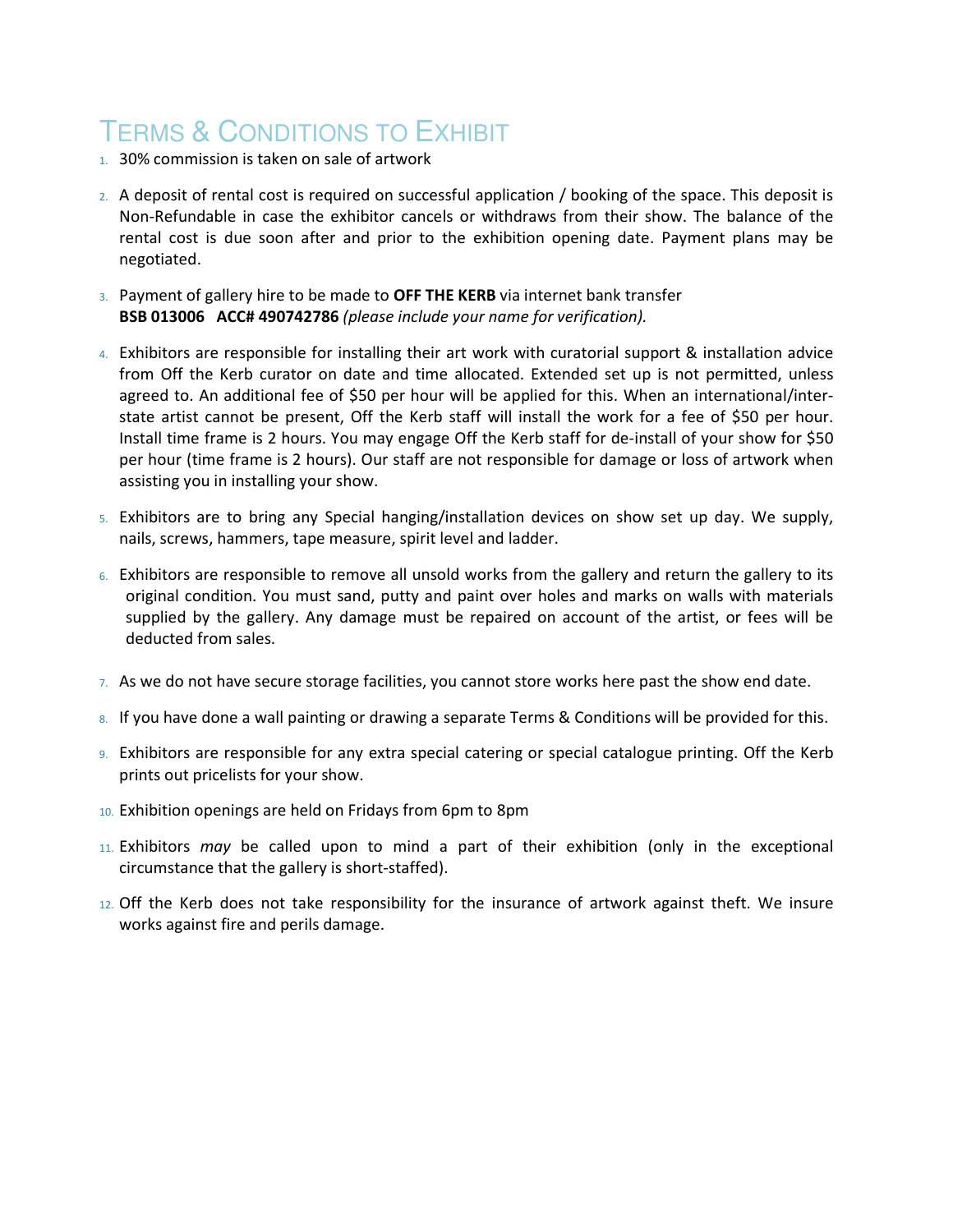# Terms & Conditions to Exhibit

1. 30% commission is taken on sale of artwork

2. A deposit of rental cost is required on successful application / booking of the space. This deposit is Non-Refundable in case the exhibitor cancels or withdraws from their show. The balance of the rental cost is due soon after and prior to the exhibition opening date. Payment plans may be negotiated.

3. Payment of gallery hire to be made to **OFF THE KERB** via internet bank transfer
   **BSB 013006 ACC# 490742786** *(please include your name for verification).*

4. Exhibitors are responsible for installing their art work with curatorial support & installation advice from Off the Kerb curator on date and time allocated. Extended set up is not permitted, unless agreed to. An additional fee of $50 per hour will be applied for this. When an international/inter-state artist cannot be present, Off the Kerb staff will install the work for a fee of $50 per hour. Install time frame is 2 hours. You may engage Off the Kerb staff for de-install of your show for $50 per hour (time frame is 2 hours). Our staff are not responsible for damage or loss of artwork when assisting you in installing your show.

5. Exhibitors are to bring any Special hanging/installation devices on show set up day. We supply, nails, screws, hammers, tape measure, spirit level and ladder.

6. Exhibitors are responsible to remove all unsold works from the gallery and return the gallery to its original condition. You must sand, putty and paint over holes and marks on walls with materials supplied by the gallery. Any damage must be repaired on account of the artist, or fees will be deducted from sales.

7. As we do not have secure storage facilities, you cannot store works here past the show end date.

8. If you have done a wall painting or drawing a separate Terms & Conditions will be provided for this.

9. Exhibitors are responsible for any extra special catering or special catalogue printing. Off the Kerb prints out pricelists for your show.

10. Exhibition openings are held on Fridays from 6pm to 8pm

11. Exhibitors *may* be called upon to mind a part of their exhibition (only in the exceptional circumstance that the gallery is short-staffed).

12. Off the Kerb does not take responsibility for the insurance of artwork against theft. We insure works against fire and perils damage.